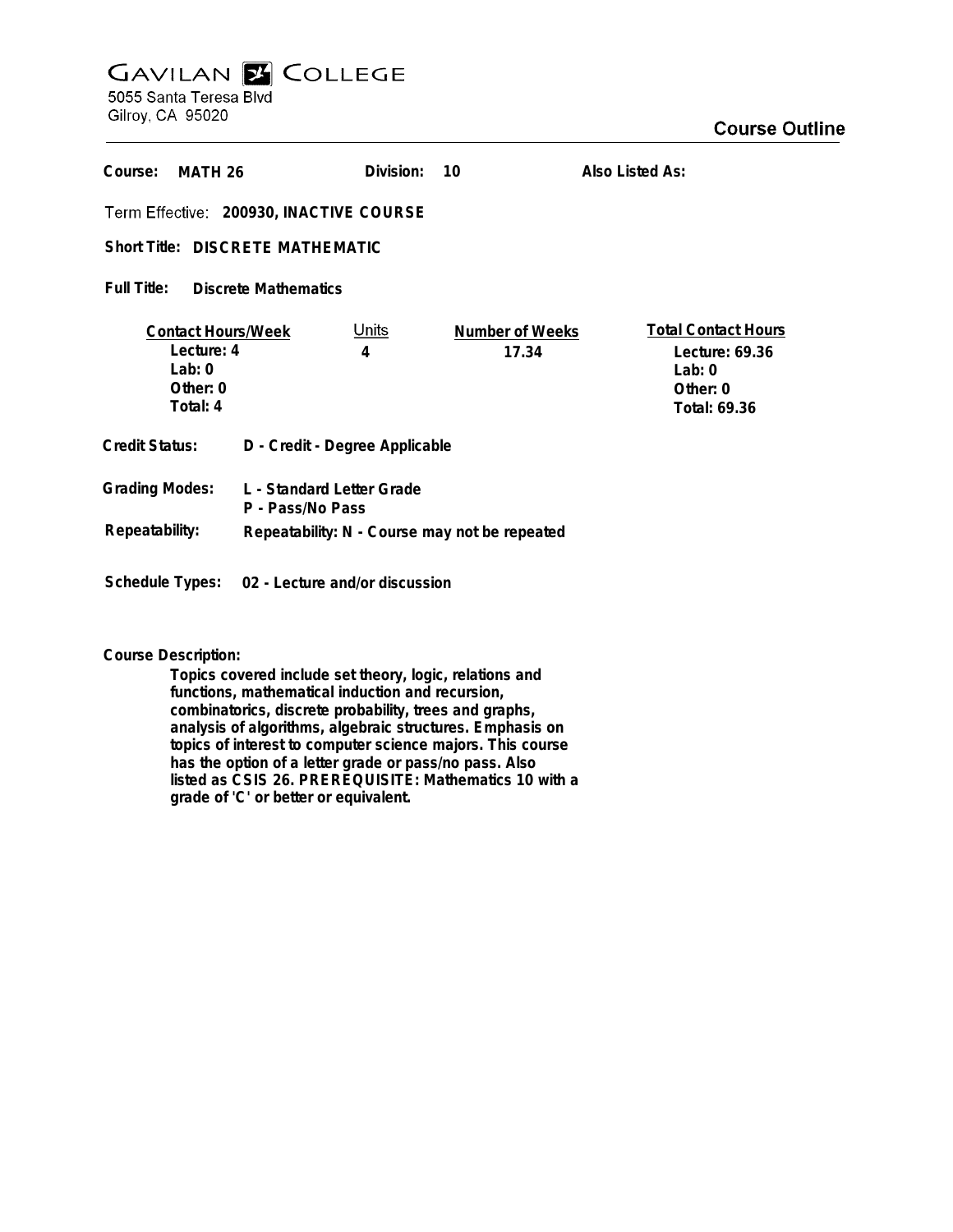# GAVILAN COLLEGE

5055 Santa Teresa Blvd
Gilroy, CA 95020

## Course Outline

**Course:** MATH 26 **Division:** 10 **Also Listed As:**

**Term Effective:** 200930, INACTIVE COURSE

**Short Title:** DISCRETE MATHEMATIC

**Full Title:** Discrete Mathematics

| Contact Hours/Week | Units | Number of Weeks | Total Contact Hours |
|---|---|---|---|
| Lecture: 4 | 4 | 17.34 | Lecture: 69.36 |
| Lab: 0 | | | Lab: 0 |
| Other: 0 | | | Other: 0 |
| Total: 4 | | | Total: 69.36 |

**Credit Status:** D - Credit - Degree Applicable

**Grading Modes:** L - Standard Letter Grade
P - Pass/No Pass

**Repeatability:** Repeatability: N - Course may not be repeated

**Schedule Types:** 02 - Lecture and/or discussion

**Course Description:**

Topics covered include set theory, logic, relations and functions, mathematical induction and recursion, combinatorics, discrete probability, trees and graphs, analysis of algorithms, algebraic structures. Emphasis on topics of interest to computer science majors. This course has the option of a letter grade or pass/no pass. Also listed as CSIS 26. PREREQUISITE: Mathematics 10 with a grade of 'C' or better or equivalent.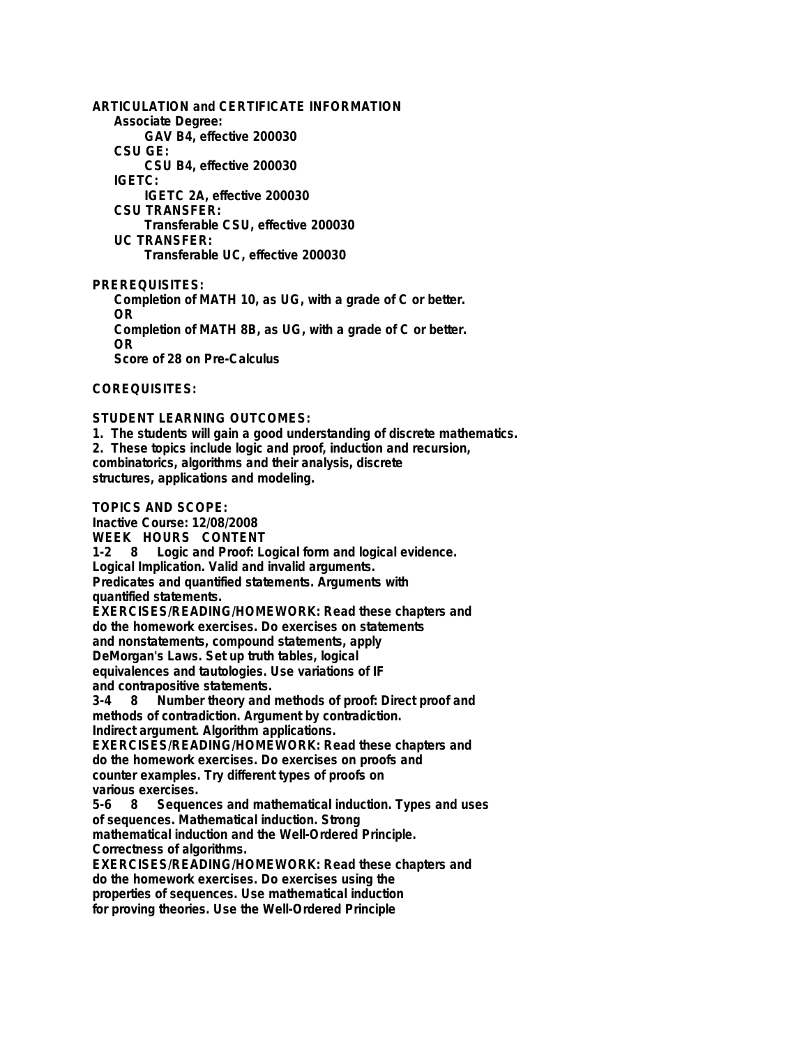**ARTICULATION and CERTIFICATE INFORMATION**

**Associate Degree:**

**GAV B4, effective 200030**

**CSU GE:**

**CSU B4, effective 200030**

**IGETC:**

**IGETC 2A, effective 200030**

**CSU TRANSFER:**

**Transferable CSU, effective 200030**

**UC TRANSFER:**

**Transferable UC, effective 200030**

**PREREQUISITES:**

Completion of MATH 10, as UG, with a grade of C or better.
OR
Completion of MATH 8B, as UG, with a grade of C or better.
OR
Score of 28 on Pre-Calculus

**COREQUISITES:**

**STUDENT LEARNING OUTCOMES:**

1. The students will gain a good understanding of discrete mathematics.
2. These topics include logic and proof, induction and recursion, combinatorics, algorithms and their analysis, discrete structures, applications and modeling.

**TOPICS AND SCOPE:**

Inactive Course: 12/08/2008

WEEK HOURS CONTENT

1-2 8 Logic and Proof: Logical form and logical evidence. Logical Implication. Valid and invalid arguments. Predicates and quantified statements. Arguments with quantified statements.

EXERCISES/READING/HOMEWORK: Read these chapters and do the homework exercises. Do exercises on statements and nonstatements, compound statements, apply DeMorgan's Laws. Set up truth tables, logical equivalences and tautologies. Use variations of IF and contrapositive statements.

3-4 8 Number theory and methods of proof: Direct proof and methods of contradiction. Argument by contradiction. Indirect argument. Algorithm applications.

EXERCISES/READING/HOMEWORK: Read these chapters and do the homework exercises. Do exercises on proofs and counter examples. Try different types of proofs on various exercises.

5-6 8 Sequences and mathematical induction. Types and uses of sequences. Mathematical induction. Strong mathematical induction and the Well-Ordered Principle. Correctness of algorithms.

EXERCISES/READING/HOMEWORK: Read these chapters and do the homework exercises. Do exercises using the properties of sequences. Use mathematical induction for proving theories. Use the Well-Ordered Principle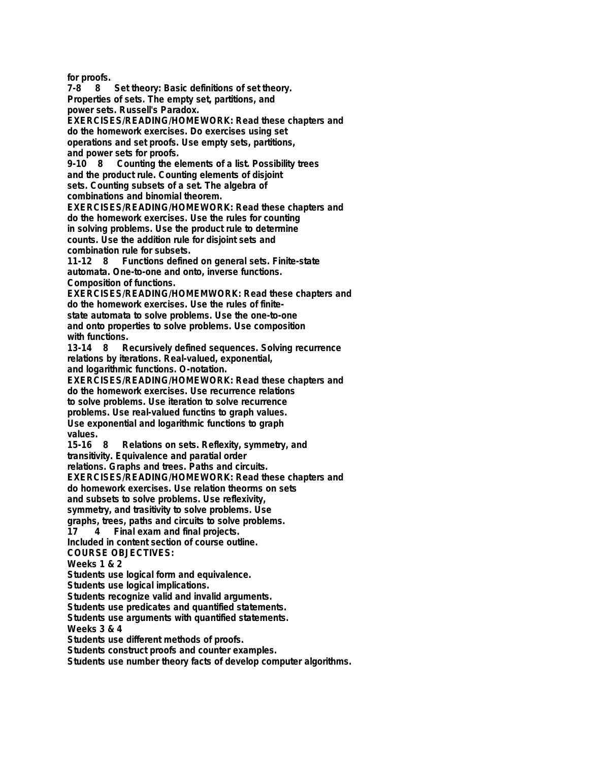**for proofs.**

**7-8 8 Set theory: Basic definitions of set theory. Properties of sets. The empty set, partitions, and power sets. Russell's Paradox.**

**EXERCISES/READING/HOMEWORK: Read these chapters and do the homework exercises. Do exercises using set operations and set proofs. Use empty sets, partitions, and power sets for proofs.**

**9-10 8 Counting the elements of a list. Possibility trees and the product rule. Counting elements of disjoint sets. Counting subsets of a set. The algebra of combinations and binomial theorem.**

**EXERCISES/READING/HOMEWORK: Read these chapters and do the homework exercises. Use the rules for counting in solving problems. Use the product rule to determine counts. Use the addition rule for disjoint sets and combination rule for subsets.**

**11-12 8 Functions defined on general sets. Finite-state automata. One-to-one and onto, inverse functions. Composition of functions.**

**EXERCISES/READING/HOMEMWORK: Read these chapters and do the homework exercises. Use the rules of finite-state automata to solve problems. Use the one-to-one and onto properties to solve problems. Use composition with functions.**

**13-14 8 Recursively defined sequences. Solving recurrence relations by iterations. Real-valued, exponential, and logarithmic functions. O-notation.**

**EXERCISES/READING/HOMEWORK: Read these chapters and do the homework exercises. Use recurrence relations to solve problems. Use iteration to solve recurrence problems. Use real-valued functins to graph values. Use exponential and logarithmic functions to graph values.**

**15-16 8 Relations on sets. Reflexity, symmetry, and transitivity. Equivalence and paratial order relations. Graphs and trees. Paths and circuits.**

**EXERCISES/READING/HOMEWORK: Read these chapters and do homework exercises. Use relation theorms on sets and subsets to solve problems. Use reflexivity, symmetry, and trasitivity to solve problems. Use graphs, trees, paths and circuits to solve problems.**

**17 4 Final exam and final projects.**

**Included in content section of course outline.**

**COURSE OBJECTIVES:**

**Weeks 1 & 2**

**Students use logical form and equivalence.**
**Students use logical implications.**
**Students recognize valid and invalid arguments.**
**Students use predicates and quantified statements.**
**Students use arguments with quantified statements.**

**Weeks 3 & 4**

**Students use different methods of proofs.**
**Students construct proofs and counter examples.**
**Students use number theory facts of develop computer algorithms.**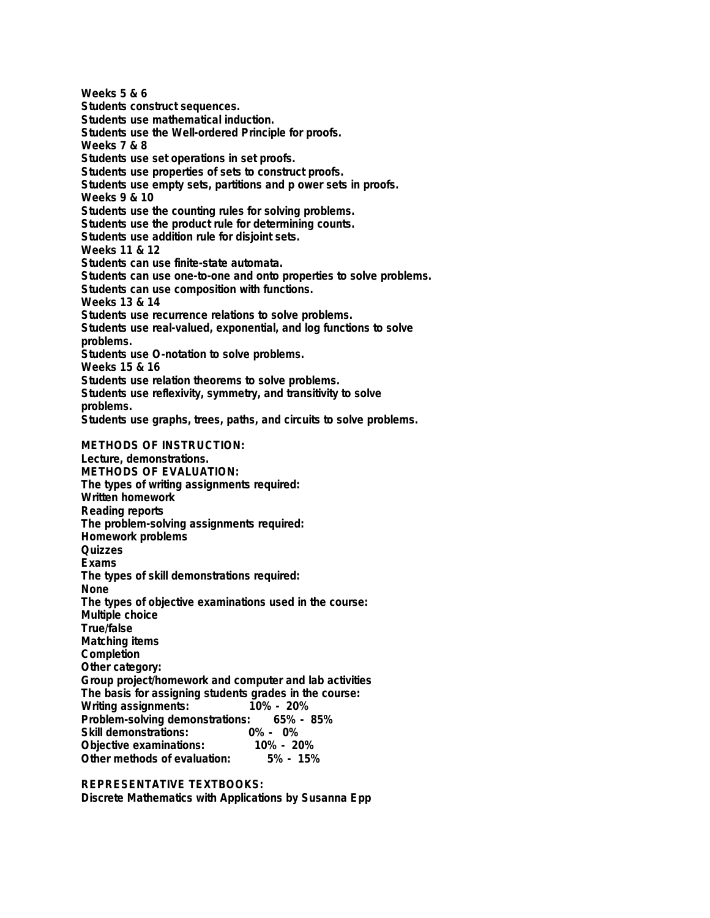**Weeks 5 & 6**
**Students construct sequences.**
**Students use mathematical induction.**
**Students use the Well-ordered Principle for proofs.**
**Weeks 7 & 8**
**Students use set operations in set proofs.**
**Students use properties of sets to construct proofs.**
**Students use empty sets, partitions and p ower sets in proofs.**
**Weeks 9 & 10**
**Students use the counting rules for solving problems.**
**Students use the product rule for determining counts.**
**Students use addition rule for disjoint sets.**
**Weeks 11 & 12**
**Students can use finite-state automata.**
**Students can use one-to-one and onto properties to solve problems.**
**Students can use composition with functions.**
**Weeks 13 & 14**
**Students use recurrence relations to solve problems.**
**Students use real-valued, exponential, and log functions to solve problems.**
**Students use O-notation to solve problems.**
**Weeks 15 & 16**
**Students use relation theorems to solve problems.**
**Students use reflexivity, symmetry, and transitivity to solve problems.**
**Students use graphs, trees, paths, and circuits to solve problems.**

**METHODS OF INSTRUCTION:**
**Lecture, demonstrations.**
**METHODS OF EVALUATION:**
**The types of writing assignments required:**
**Written homework**
**Reading reports**
**The problem-solving assignments required:**
**Homework problems**
**Quizzes**
**Exams**
**The types of skill demonstrations required:**
**None**
**The types of objective examinations used in the course:**
**Multiple choice**
**True/false**
**Matching items**
**Completion**
**Other category:**
**Group project/homework and computer and lab activities**
**The basis for assigning students grades in the course:**

| | |
|---|---|
| **Writing assignments:** | **10% - 20%** |
| **Problem-solving demonstrations:** | **65% - 85%** |
| **Skill demonstrations:** | **0% - 0%** |
| **Objective examinations:** | **10% - 20%** |
| **Other methods of evaluation:** | **5% - 15%** |

**REPRESENTATIVE TEXTBOOKS:**
**Discrete Mathematics with Applications by Susanna Epp**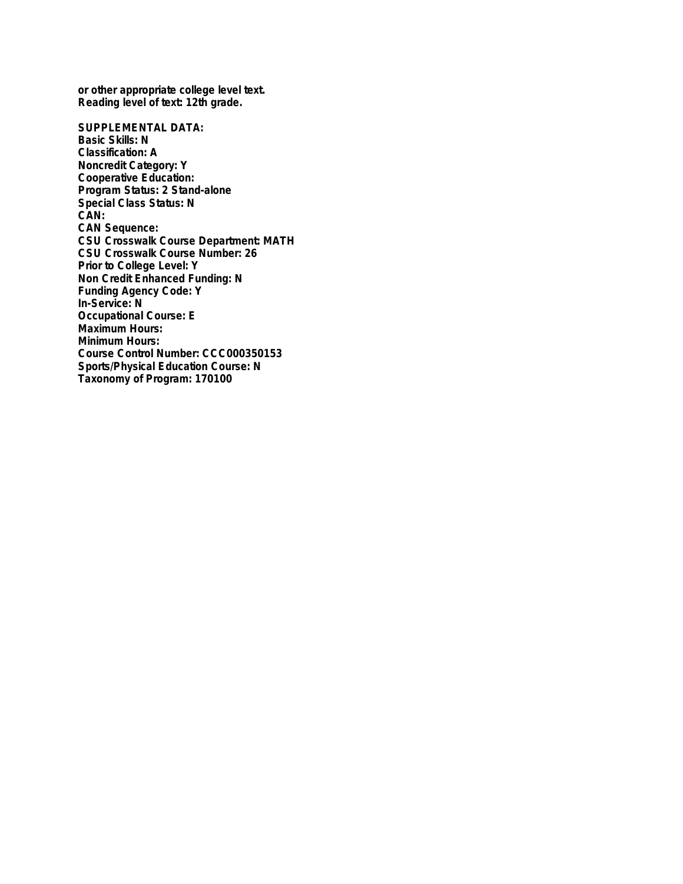**or other appropriate college level text.**
**Reading level of text: 12th grade.**

**SUPPLEMENTAL DATA:**
**Basic Skills: N**
**Classification: A**
**Noncredit Category: Y**
**Cooperative Education:**
**Program Status: 2 Stand-alone**
**Special Class Status: N**
**CAN:**
**CAN Sequence:**
**CSU Crosswalk Course Department: MATH**
**CSU Crosswalk Course Number: 26**
**Prior to College Level: Y**
**Non Credit Enhanced Funding: N**
**Funding Agency Code: Y**
**In-Service: N**
**Occupational Course: E**
**Maximum Hours:**
**Minimum Hours:**
**Course Control Number: CCC000350153**
**Sports/Physical Education Course: N**
**Taxonomy of Program: 170100**